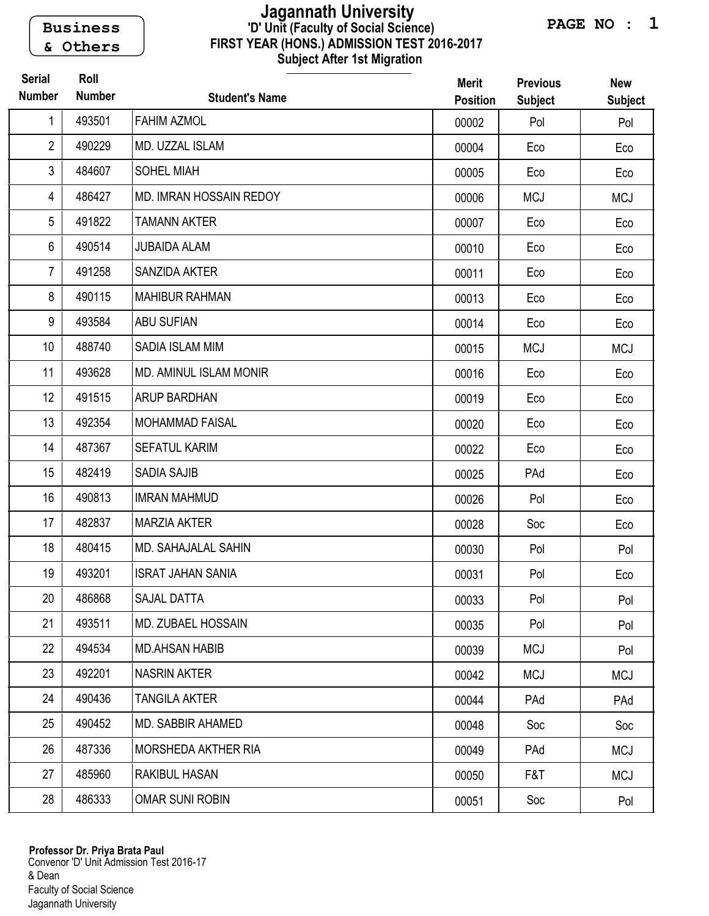Business & Others

# Jagannath University

## 'D' Unit (Faculty of Social Science)

## FIRST YEAR (HONS.) ADMISSION TEST 2016-2017

### Subject After 1st Migration

| Serial Number | Roll Number | Student's Name | Merit Position | Previous Subject | New Subject |
|---|---|---|---|---|---|
| 1 | 493501 | FAHIM AZMOL | 00002 | Pol | Pol |
| 2 | 490229 | MD. UZZAL ISLAM | 00004 | Eco | Eco |
| 3 | 484607 | SOHEL MIAH | 00005 | Eco | Eco |
| 4 | 486427 | MD. IMRAN HOSSAIN REDOY | 00006 | MCJ | MCJ |
| 5 | 491822 | TAMANN AKTER | 00007 | Eco | Eco |
| 6 | 490514 | JUBAIDA ALAM | 00010 | Eco | Eco |
| 7 | 491258 | SANZIDA AKTER | 00011 | Eco | Eco |
| 8 | 490115 | MAHIBUR RAHMAN | 00013 | Eco | Eco |
| 9 | 493584 | ABU SUFIAN | 00014 | Eco | Eco |
| 10 | 488740 | SADIA ISLAM MIM | 00015 | MCJ | MCJ |
| 11 | 493628 | MD. AMINUL ISLAM MONIR | 00016 | Eco | Eco |
| 12 | 491515 | ARUP BARDHAN | 00019 | Eco | Eco |
| 13 | 492354 | MOHAMMAD FAISAL | 00020 | Eco | Eco |
| 14 | 487367 | SEFATUL KARIM | 00022 | Eco | Eco |
| 15 | 482419 | SADIA SAJIB | 00025 | PAd | Eco |
| 16 | 490813 | IMRAN MAHMUD | 00026 | Pol | Eco |
| 17 | 482837 | MARZIA AKTER | 00028 | Soc | Eco |
| 18 | 480415 | MD. SAHAJALAL SAHIN | 00030 | Pol | Pol |
| 19 | 493201 | ISRAT JAHAN SANIA | 00031 | Pol | Eco |
| 20 | 486868 | SAJAL DATTA | 00033 | Pol | Pol |
| 21 | 493511 | MD. ZUBAEL HOSSAIN | 00035 | Pol | Pol |
| 22 | 494534 | MD.AHSAN HABIB | 00039 | MCJ | Pol |
| 23 | 492201 | NASRIN AKTER | 00042 | MCJ | MCJ |
| 24 | 490436 | TANGILA AKTER | 00044 | PAd | PAd |
| 25 | 490452 | MD. SABBIR AHAMED | 00048 | Soc | Soc |
| 26 | 487336 | MORSHEDA AKTHER RIA | 00049 | PAd | MCJ |
| 27 | 485960 | RAKIBUL HASAN | 00050 | F&T | MCJ |
| 28 | 486333 | OMAR SUNI ROBIN | 00051 | Soc | Pol |

**Professor Dr. Priya Brata Paul**
Convenor 'D' Unit Admission Test 2016-17
& Dean
Faculty of Social Science
Jagannath University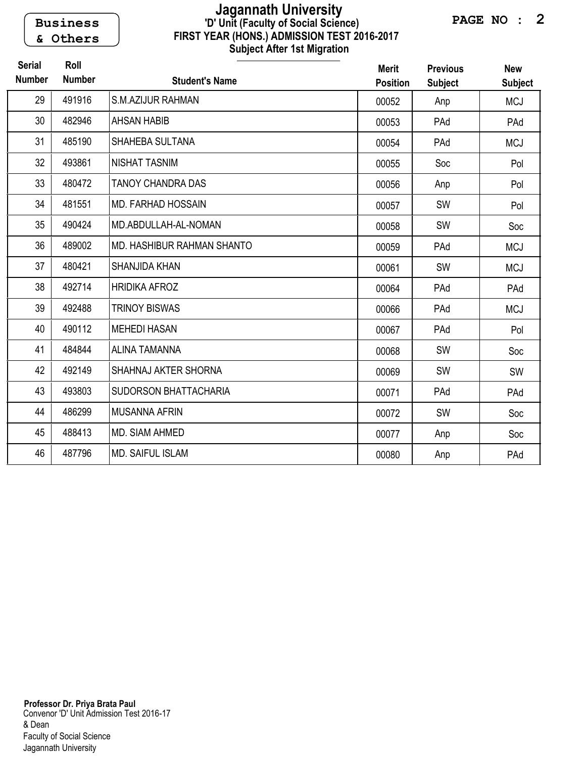Business & Others

# Jagannath University

## 'D' Unit (Faculty of Social Science)

## FIRST YEAR (HONS.) ADMISSION TEST 2016-2017

### Subject After 1st Migration

| Serial Number | Roll Number | Student's Name | Merit Position | Previous Subject | New Subject |
|---|---|---|---|---|---|
| 29 | 491916 | S.M.AZIJUR RAHMAN | 00052 | Anp | MCJ |
| 30 | 482946 | AHSAN HABIB | 00053 | PAd | PAd |
| 31 | 485190 | SHAHEBA SULTANA | 00054 | PAd | MCJ |
| 32 | 493861 | NISHAT TASNIM | 00055 | Soc | Pol |
| 33 | 480472 | TANOY CHANDRA DAS | 00056 | Anp | Pol |
| 34 | 481551 | MD. FARHAD HOSSAIN | 00057 | SW | Pol |
| 35 | 490424 | MD.ABDULLAH-AL-NOMAN | 00058 | SW | Soc |
| 36 | 489002 | MD. HASHIBUR RAHMAN SHANTO | 00059 | PAd | MCJ |
| 37 | 480421 | SHANJIDA KHAN | 00061 | SW | MCJ |
| 38 | 492714 | HRIDIKA AFROZ | 00064 | PAd | PAd |
| 39 | 492488 | TRINOY BISWAS | 00066 | PAd | MCJ |
| 40 | 490112 | MEHEDI HASAN | 00067 | PAd | Pol |
| 41 | 484844 | ALINA TAMANNA | 00068 | SW | Soc |
| 42 | 492149 | SHAHNAJ AKTER SHORNA | 00069 | SW | SW |
| 43 | 493803 | SUDORSON BHATTACHARIA | 00071 | PAd | PAd |
| 44 | 486299 | MUSANNA AFRIN | 00072 | SW | Soc |
| 45 | 488413 | MD. SIAM AHMED | 00077 | Anp | Soc |
| 46 | 487796 | MD. SAIFUL ISLAM | 00080 | Anp | PAd |

**Professor Dr. Priya Brata Paul**
Convenor 'D' Unit Admission Test 2016-17
& Dean
Faculty of Social Science
Jagannath University